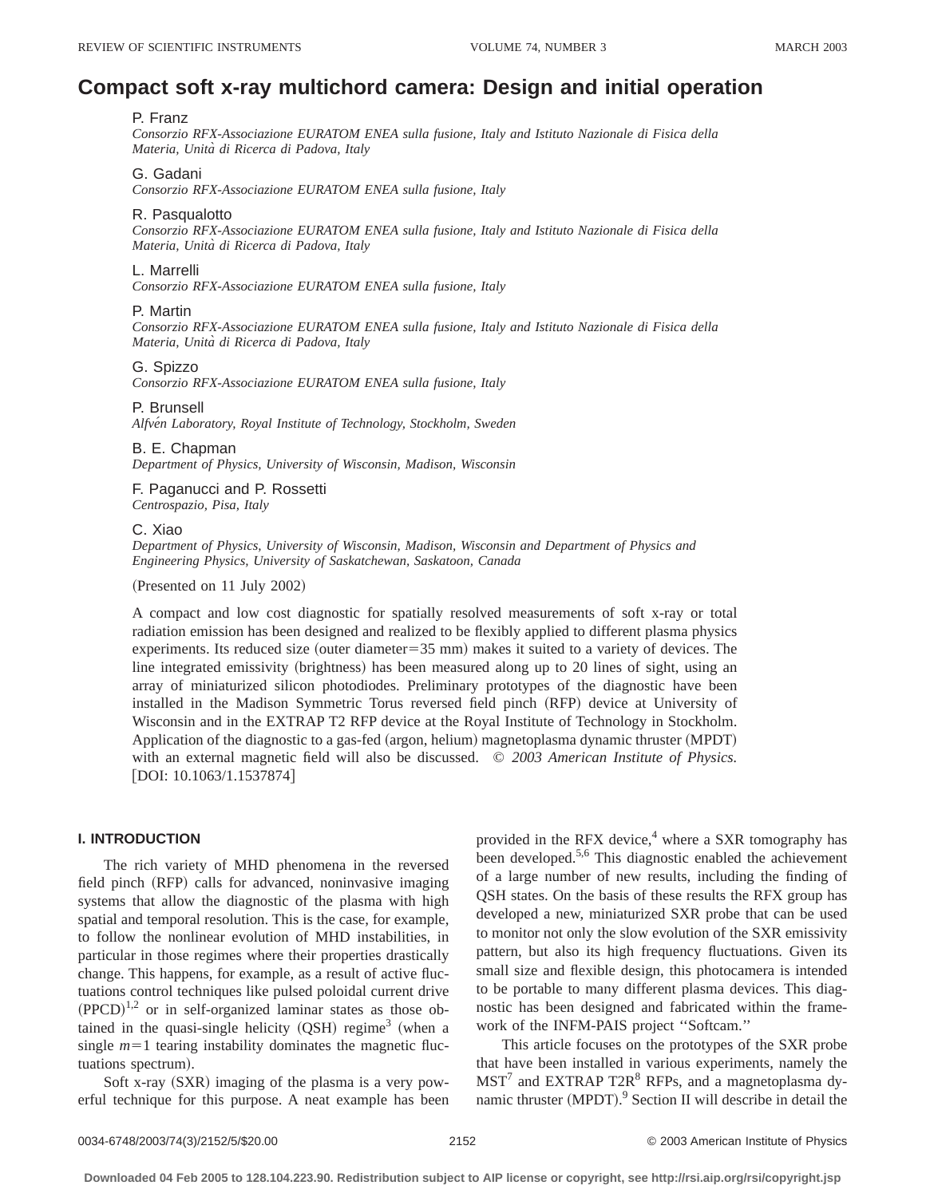# Compact soft x-ray multichord camera: Design and initial operation

P. Franz
*Consorzio RFX-Associazione EURATOM ENEA sulla fusione, Italy and Istituto Nazionale di Fisica della Materia, Unità di Ricerca di Padova, Italy*

G. Gadani
*Consorzio RFX-Associazione EURATOM ENEA sulla fusione, Italy*

R. Pasqualotto
*Consorzio RFX-Associazione EURATOM ENEA sulla fusione, Italy and Istituto Nazionale di Fisica della Materia, Unità di Ricerca di Padova, Italy*

L. Marrelli
*Consorzio RFX-Associazione EURATOM ENEA sulla fusione, Italy*

P. Martin
*Consorzio RFX-Associazione EURATOM ENEA sulla fusione, Italy and Istituto Nazionale di Fisica della Materia, Unità di Ricerca di Padova, Italy*

G. Spizzo
*Consorzio RFX-Associazione EURATOM ENEA sulla fusione, Italy*

P. Brunsell
*Alfvén Laboratory, Royal Institute of Technology, Stockholm, Sweden*

B. E. Chapman
*Department of Physics, University of Wisconsin, Madison, Wisconsin*

F. Paganucci and P. Rossetti
*Centrospazio, Pisa, Italy*

C. Xiao
*Department of Physics, University of Wisconsin, Madison, Wisconsin and Department of Physics and Engineering Physics, University of Saskatchewan, Saskatoon, Canada*

(Presented on 11 July 2002)

A compact and low cost diagnostic for spatially resolved measurements of soft x-ray or total radiation emission has been designed and realized to be flexibly applied to different plasma physics experiments. Its reduced size (outer diameter=35 mm) makes it suited to a variety of devices. The line integrated emissivity (brightness) has been measured along up to 20 lines of sight, using an array of miniaturized silicon photodiodes. Preliminary prototypes of the diagnostic have been installed in the Madison Symmetric Torus reversed field pinch (RFP) device at University of Wisconsin and in the EXTRAP T2 RFP device at the Royal Institute of Technology in Stockholm. Application of the diagnostic to a gas-fed (argon, helium) magnetoplasma dynamic thruster (MPDT) with an external magnetic field will also be discussed. © *2003 American Institute of Physics.* [DOI: 10.1063/1.1537874]

## I. INTRODUCTION

The rich variety of MHD phenomena in the reversed field pinch (RFP) calls for advanced, noninvasive imaging systems that allow the diagnostic of the plasma with high spatial and temporal resolution. This is the case, for example, to follow the nonlinear evolution of MHD instabilities, in particular in those regimes where their properties drastically change. This happens, for example, as a result of active fluctuations control techniques like pulsed poloidal current drive (PPCD)[1,2] or in self-organized laminar states as those obtained in the quasi-single helicity (QSH) regime[3] (when a single $m=1$ tearing instability dominates the magnetic fluctuations spectrum).

Soft x-ray (SXR) imaging of the plasma is a very powerful technique for this purpose. A neat example has been provided in the RFX device,[4] where a SXR tomography has been developed.[5,6] This diagnostic enabled the achievement of a large number of new results, including the finding of QSH states. On the basis of these results the RFX group has developed a new, miniaturized SXR probe that can be used to monitor not only the slow evolution of the SXR emissivity pattern, but also its high frequency fluctuations. Given its small size and flexible design, this photocamera is intended to be portable to many different plasma devices. This diagnostic has been designed and fabricated within the framework of the INFM-PAIS project ''Softcam.''

This article focuses on the prototypes of the SXR probe that have been installed in various experiments, namely the MST[7] and EXTRAP T2R[8] RFPs, and a magnetoplasma dynamic thruster (MPDT).[9] Section II will describe in detail the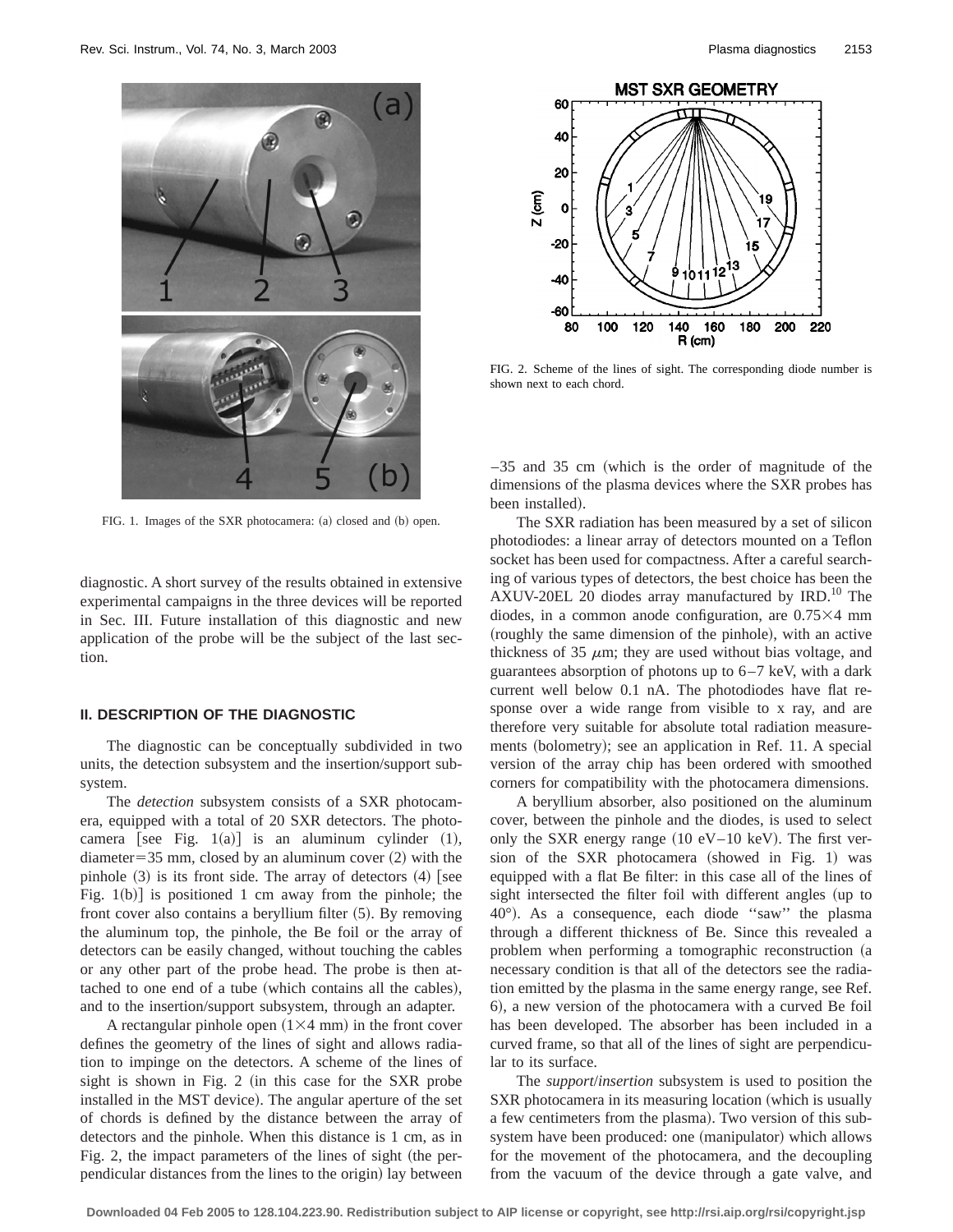FIG. 1. Images of the SXR photocamera: (a) closed and (b) open.

FIG. 2. Scheme of the lines of sight. The corresponding diode number is shown next to each chord.

diagnostic. A short survey of the results obtained in extensive experimental campaigns in the three devices will be reported in Sec. III. Future installation of this diagnostic and new application of the probe will be the subject of the last section.

## II. DESCRIPTION OF THE DIAGNOSTIC

The diagnostic can be conceptually subdivided in two units, the detection subsystem and the insertion/support subsystem.

The *detection* subsystem consists of a SXR photocamera, equipped with a total of 20 SXR detectors. The photocamera [see Fig. 1(a)] is an aluminum cylinder (1), diameter=35 mm, closed by an aluminum cover (2) with the pinhole (3) is its front side. The array of detectors (4) [see Fig. 1(b)] is positioned 1 cm away from the pinhole; the front cover also contains a beryllium filter (5). By removing the aluminum top, the pinhole, the Be foil or the array of detectors can be easily changed, without touching the cables or any other part of the probe head. The probe is then attached to one end of a tube (which contains all the cables), and to the insertion/support subsystem, through an adapter.

A rectangular pinhole open ($1\times4$ mm) in the front cover defines the geometry of the lines of sight and allows radiation to impinge on the detectors. A scheme of the lines of sight is shown in Fig. 2 (in this case for the SXR probe installed in the MST device). The angular aperture of the set of chords is defined by the distance between the array of detectors and the pinhole. When this distance is 1 cm, as in Fig. 2, the impact parameters of the lines of sight (the perpendicular distances from the lines to the origin) lay between $-35$ and 35 cm (which is the order of magnitude of the dimensions of the plasma devices where the SXR probes has been installed).

The SXR radiation has been measured by a set of silicon photodiodes: a linear array of detectors mounted on a Teflon socket has been used for compactness. After a careful searching of various types of detectors, the best choice has been the AXUV-20EL 20 diodes array manufactured by IRD.[10] The diodes, in a common anode configuration, are $0.75\times4$ mm (roughly the same dimension of the pinhole), with an active thickness of 35 $\mu$m; they are used without bias voltage, and guarantees absorption of photons up to 6–7 keV, with a dark current well below 0.1 nA. The photodiodes have flat response over a wide range from visible to x ray, and are therefore very suitable for absolute total radiation measurements (bolometry); see an application in Ref. 11. A special version of the array chip has been ordered with smoothed corners for compatibility with the photocamera dimensions.

A beryllium absorber, also positioned on the aluminum cover, between the pinhole and the diodes, is used to select only the SXR energy range (10 eV–10 keV). The first version of the SXR photocamera (showed in Fig. 1) was equipped with a flat Be filter: in this case all of the lines of sight intersected the filter foil with different angles (up to 40°). As a consequence, each diode ''saw'' the plasma through a different thickness of Be. Since this revealed a problem when performing a tomographic reconstruction (a necessary condition is that all of the detectors see the radiation emitted by the plasma in the same energy range, see Ref. 6), a new version of the photocamera with a curved Be foil has been developed. The absorber has been included in a curved frame, so that all of the lines of sight are perpendicular to its surface.

The *support/insertion* subsystem is used to position the SXR photocamera in its measuring location (which is usually a few centimeters from the plasma). Two version of this subsystem have been produced: one (manipulator) which allows for the movement of the photocamera, and the decoupling from the vacuum of the device through a gate valve, and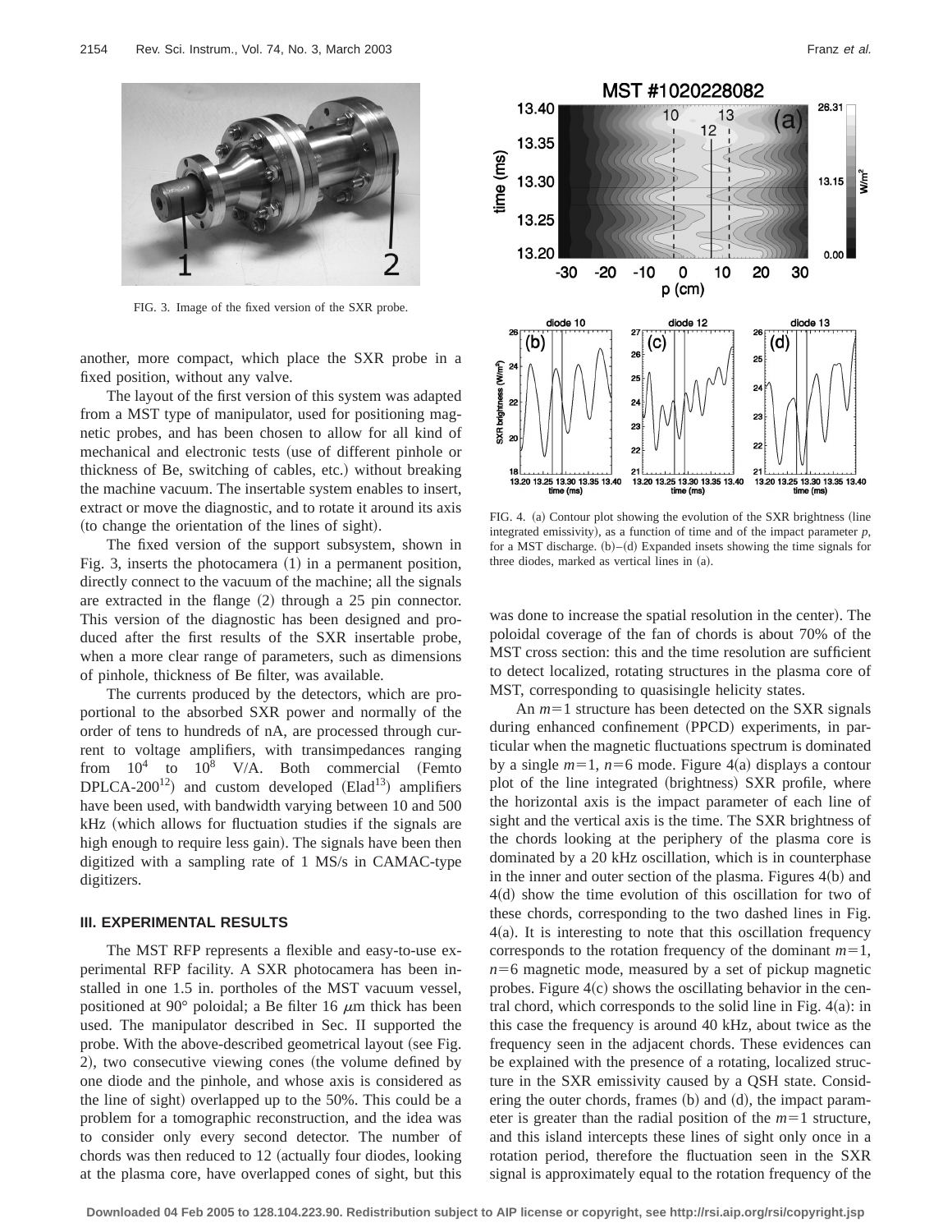FIG. 3. Image of the fixed version of the SXR probe.

another, more compact, which place the SXR probe in a fixed position, without any valve.

The layout of the first version of this system was adapted from a MST type of manipulator, used for positioning magnetic probes, and has been chosen to allow for all kind of mechanical and electronic tests (use of different pinhole or thickness of Be, switching of cables, etc.) without breaking the machine vacuum. The insertable system enables to insert, extract or move the diagnostic, and to rotate it around its axis (to change the orientation of the lines of sight).

The fixed version of the support subsystem, shown in Fig. 3, inserts the photocamera (1) in a permanent position, directly connect to the vacuum of the machine; all the signals are extracted in the flange (2) through a 25 pin connector. This version of the diagnostic has been designed and produced after the first results of the SXR insertable probe, when a more clear range of parameters, such as dimensions of pinhole, thickness of Be filter, was available.

The currents produced by the detectors, which are proportional to the absorbed SXR power and normally of the order of tens to hundreds of nA, are processed through current to voltage amplifiers, with transimpedances ranging from $10^4$ to $10^8$ V/A. Both commercial (Femto DPLCA-200[12]) and custom developed (Elad[13]) amplifiers have been used, with bandwidth varying between 10 and 500 kHz (which allows for fluctuation studies if the signals are high enough to require less gain). The signals have been then digitized with a sampling rate of 1 MS/s in CAMAC-type digitizers.

### III. EXPERIMENTAL RESULTS

The MST RFP represents a flexible and easy-to-use experimental RFP facility. A SXR photocamera has been installed in one 1.5 in. portholes of the MST vacuum vessel, positioned at 90° poloidal; a Be filter 16 $\mu$m thick has been used. The manipulator described in Sec. II supported the probe. With the above-described geometrical layout (see Fig. 2), two consecutive viewing cones (the volume defined by one diode and the pinhole, and whose axis is considered as the line of sight) overlapped up to the 50%. This could be a problem for a tomographic reconstruction, and the idea was to consider only every second detector. The number of chords was then reduced to 12 (actually four diodes, looking at the plasma core, have overlapped cones of sight, but this was done to increase the spatial resolution in the center). The poloidal coverage of the fan of chords is about 70% of the MST cross section: this and the time resolution are sufficient to detect localized, rotating structures in the plasma core of MST, corresponding to quasisingle helicity states.

FIG. 4. (a) Contour plot showing the evolution of the SXR brightness (line integrated emissivity), as a function of time and of the impact parameter $p$, for a MST discharge. (b)–(d) Expanded insets showing the time signals for three diodes, marked as vertical lines in (a).

An $m=1$ structure has been detected on the SXR signals during enhanced confinement (PPCD) experiments, in particular when the magnetic fluctuations spectrum is dominated by a single $m=1$, $n=6$ mode. Figure 4(a) displays a contour plot of the line integrated (brightness) SXR profile, where the horizontal axis is the impact parameter of each line of sight and the vertical axis is the time. The SXR brightness of the chords looking at the periphery of the plasma core is dominated by a 20 kHz oscillation, which is in counterphase in the inner and outer section of the plasma. Figures 4(b) and 4(d) show the time evolution of this oscillation for two of these chords, corresponding to the two dashed lines in Fig. 4(a). It is interesting to note that this oscillation frequency corresponds to the rotation frequency of the dominant $m=1$, $n=6$ magnetic mode, measured by a set of pickup magnetic probes. Figure 4(c) shows the oscillating behavior in the central chord, which corresponds to the solid line in Fig. 4(a): in this case the frequency is around 40 kHz, about twice as the frequency seen in the adjacent chords. These evidences can be explained with the presence of a rotating, localized structure in the SXR emissivity caused by a QSH state. Considering the outer chords, frames (b) and (d), the impact parameter is greater than the radial position of the $m=1$ structure, and this island intercepts these lines of sight only once in a rotation period, therefore the fluctuation seen in the SXR signal is approximately equal to the rotation frequency of the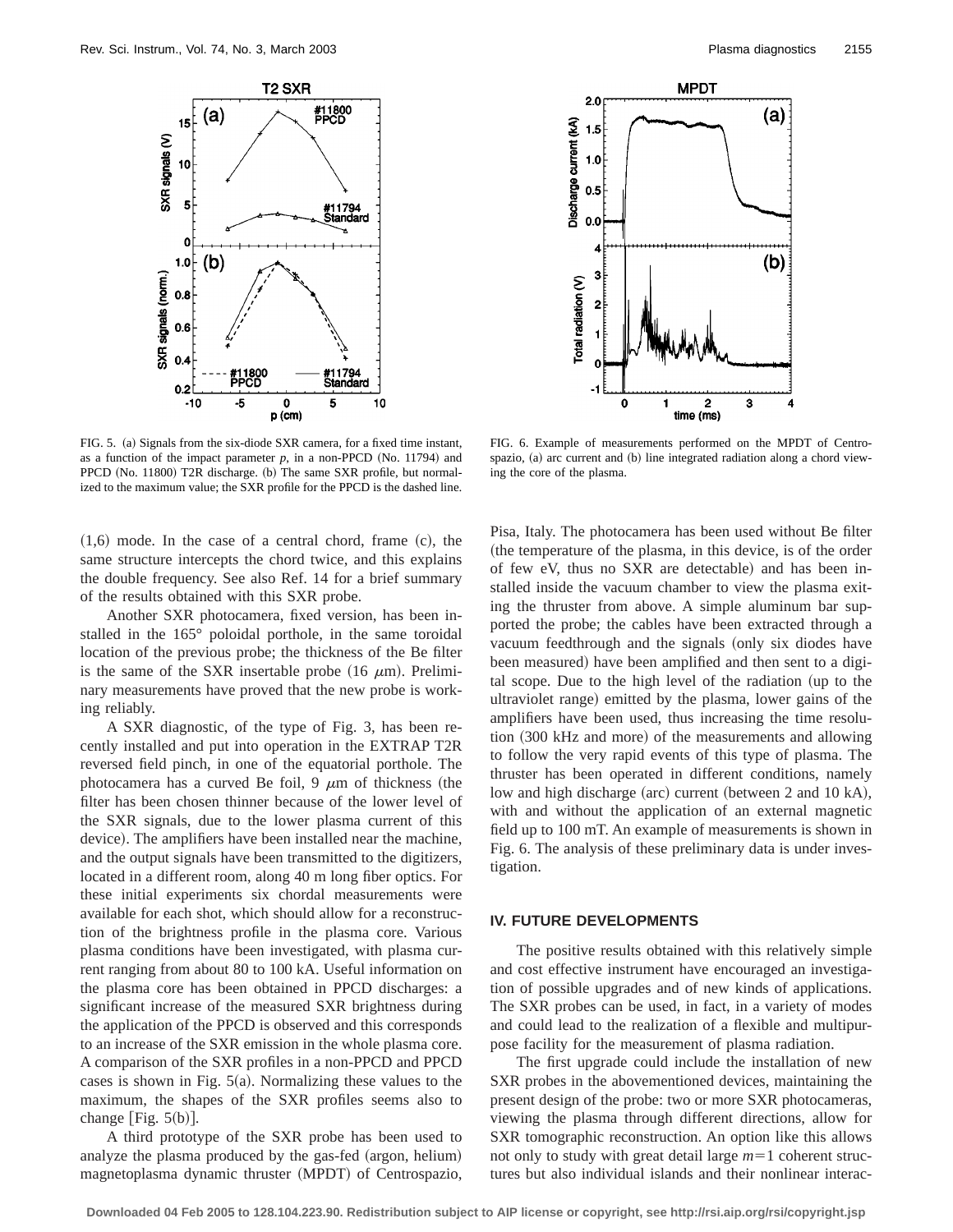FIG. 5. (a) Signals from the six-diode SXR camera, for a fixed time instant, as a function of the impact parameter $p$, in a non-PPCD (No. 11794) and PPCD (No. 11800) T2R discharge. (b) The same SXR profile, but normalized to the maximum value; the SXR profile for the PPCD is the dashed line.

FIG. 6. Example of measurements performed on the MPDT of Centrospazio, (a) arc current and (b) line integrated radiation along a chord viewing the core of the plasma.

(1,6) mode. In the case of a central chord, frame (c), the same structure intercepts the chord twice, and this explains the double frequency. See also Ref. 14 for a brief summary of the results obtained with this SXR probe.

Another SXR photocamera, fixed version, has been installed in the 165° poloidal porthole, in the same toroidal location of the previous probe; the thickness of the Be filter is the same of the SXR insertable probe (16 $\mu$m). Preliminary measurements have proved that the new probe is working reliably.

A SXR diagnostic, of the type of Fig. 3, has been recently installed and put into operation in the EXTRAP T2R reversed field pinch, in one of the equatorial porthole. The photocamera has a curved Be foil, 9 $\mu$m of thickness (the filter has been chosen thinner because of the lower level of the SXR signals, due to the lower plasma current of this device). The amplifiers have been installed near the machine, and the output signals have been transmitted to the digitizers, located in a different room, along 40 m long fiber optics. For these initial experiments six chordal measurements were available for each shot, which should allow for a reconstruction of the brightness profile in the plasma core. Various plasma conditions have been investigated, with plasma current ranging from about 80 to 100 kA. Useful information on the plasma core has been obtained in PPCD discharges: a significant increase of the measured SXR brightness during the application of the PPCD is observed and this corresponds to an increase of the SXR emission in the whole plasma core. A comparison of the SXR profiles in a non-PPCD and PPCD cases is shown in Fig. 5(a). Normalizing these values to the maximum, the shapes of the SXR profiles seems also to change [Fig. 5(b)].

A third prototype of the SXR probe has been used to analyze the plasma produced by the gas-fed (argon, helium) magnetoplasma dynamic thruster (MPDT) of Centrospazio, Pisa, Italy. The photocamera has been used without Be filter (the temperature of the plasma, in this device, is of the order of few eV, thus no SXR are detectable) and has been installed inside the vacuum chamber to view the plasma exiting the thruster from above. A simple aluminum bar supported the probe; the cables have been extracted through a vacuum feedthrough and the signals (only six diodes have been measured) have been amplified and then sent to a digital scope. Due to the high level of the radiation (up to the ultraviolet range) emitted by the plasma, lower gains of the amplifiers have been used, thus increasing the time resolution (300 kHz and more) of the measurements and allowing to follow the very rapid events of this type of plasma. The thruster has been operated in different conditions, namely low and high discharge (arc) current (between 2 and 10 kA), with and without the application of an external magnetic field up to 100 mT. An example of measurements is shown in Fig. 6. The analysis of these preliminary data is under investigation.

## IV. FUTURE DEVELOPMENTS

The positive results obtained with this relatively simple and cost effective instrument have encouraged an investigation of possible upgrades and of new kinds of applications. The SXR probes can be used, in fact, in a variety of modes and could lead to the realization of a flexible and multipurpose facility for the measurement of plasma radiation.

The first upgrade could include the installation of new SXR probes in the abovementioned devices, maintaining the present design of the probe: two or more SXR photocameras, viewing the plasma through different directions, allow for SXR tomographic reconstruction. An option like this allows not only to study with great detail large $m=1$ coherent structures but also individual islands and their nonlinear interac-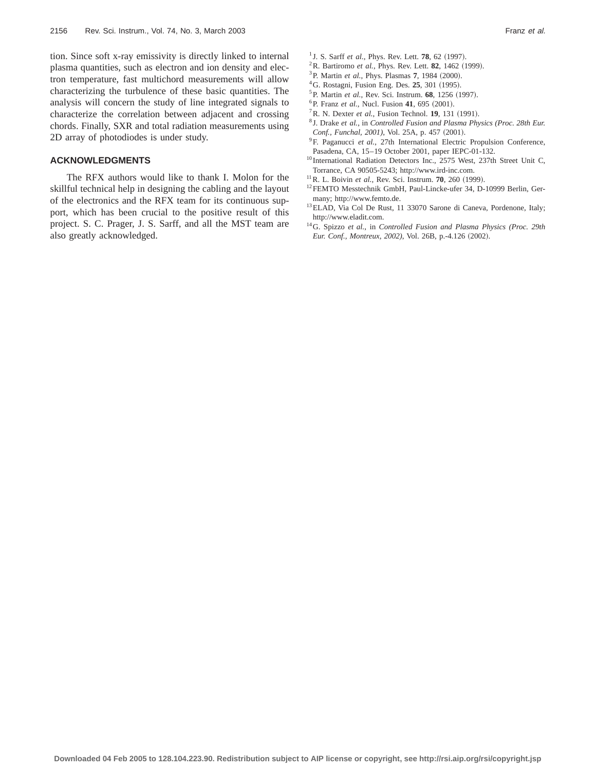tion. Since soft x-ray emissivity is directly linked to internal plasma quantities, such as electron and ion density and electron temperature, fast multichord measurements will allow characterizing the turbulence of these basic quantities. The analysis will concern the study of line integrated signals to characterize the correlation between adjacent and crossing chords. Finally, SXR and total radiation measurements using 2D array of photodiodes is under study.

## ACKNOWLEDGMENTS

The RFX authors would like to thank I. Molon for the skillful technical help in designing the cabling and the layout of the electronics and the RFX team for its continuous support, which has been crucial to the positive result of this project. S. C. Prager, J. S. Sarff, and all the MST team are also greatly acknowledged.

[1] J. S. Sarff *et al.*, Phys. Rev. Lett. **78**, 62 (1997).
[2] R. Bartiromo *et al.*, Phys. Rev. Lett. **82**, 1462 (1999).
[3] P. Martin *et al.*, Phys. Plasmas **7**, 1984 (2000).
[4] G. Rostagni, Fusion Eng. Des. **25**, 301 (1995).
[5] P. Martin *et al.*, Rev. Sci. Instrum. **68**, 1256 (1997).
[6] P. Franz *et al.*, Nucl. Fusion **41**, 695 (2001).
[7] R. N. Dexter *et al.*, Fusion Technol. **19**, 131 (1991).
[8] J. Drake *et al.*, in *Controlled Fusion and Plasma Physics (Proc. 28th Eur. Conf., Funchal, 2001)*, Vol. 25A, p. 457 (2001).
[9] F. Paganucci *et al.*, 27th International Electric Propulsion Conference, Pasadena, CA, 15–19 October 2001, paper IEPC-01-132.
[10] International Radiation Detectors Inc., 2575 West, 237th Street Unit C, Torrance, CA 90505-5243; http://www.ird-inc.com.
[11] R. L. Boivin *et al.*, Rev. Sci. Instrum. **70**, 260 (1999).
[12] FEMTO Messtechnik GmbH, Paul-Lincke-ufer 34, D-10999 Berlin, Germany; http://www.femto.de.
[13] ELAD, Via Col De Rust, 11 33070 Sarone di Caneva, Pordenone, Italy; http://www.eladit.com.
[14] G. Spizzo *et al.*, in *Controlled Fusion and Plasma Physics (Proc. 29th Eur. Conf., Montreux, 2002)*, Vol. 26B, p.-4.126 (2002).